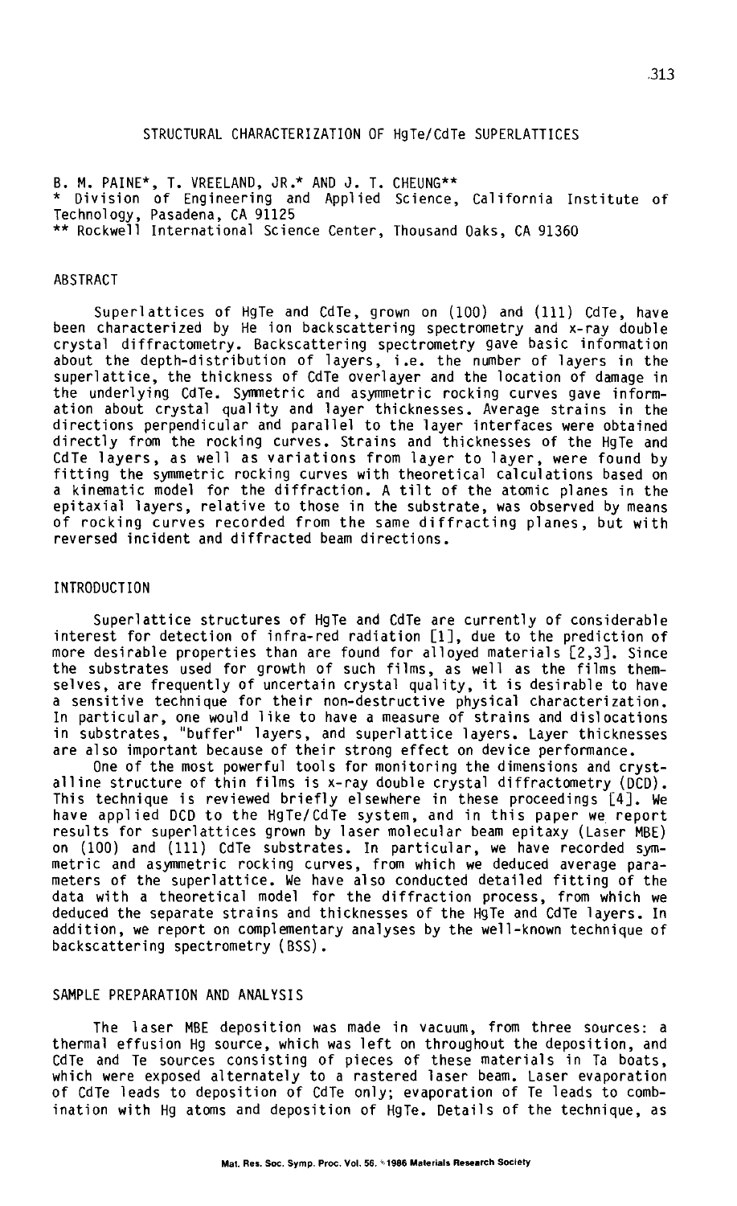# STRUCTURAL CHARACTERIZATION OF HgTe/CdTe SUPERLATTICES

B. M. PAINE*, T. VREELAND, JR.* AND J. T. CHEUNG**
* Division of Engineering and Applied Science, California Institute of Technology, Pasadena, CA 91125
** Rockwell International Science Center, Thousand Oaks, CA 91360

## ABSTRACT

Superlattices of HgTe and CdTe, grown on (100) and (111) CdTe, have been characterized by He ion backscattering spectrometry and x-ray double crystal diffractometry. Backscattering spectrometry gave basic information about the depth-distribution of layers, i.e. the number of layers in the superlattice, the thickness of CdTe overlayer and the location of damage in the underlying CdTe. Symmetric and asymmetric rocking curves gave information about crystal quality and layer thicknesses. Average strains in the directions perpendicular and parallel to the layer interfaces were obtained directly from the rocking curves. Strains and thicknesses of the HgTe and CdTe layers, as well as variations from layer to layer, were found by fitting the symmetric rocking curves with theoretical calculations based on a kinematic model for the diffraction. A tilt of the atomic planes in the epitaxial layers, relative to those in the substrate, was observed by means of rocking curves recorded from the same diffracting planes, but with reversed incident and diffracted beam directions.

## INTRODUCTION

Superlattice structures of HgTe and CdTe are currently of considerable interest for detection of infra-red radiation [1], due to the prediction of more desirable properties than are found for alloyed materials [2,3]. Since the substrates used for growth of such films, as well as the films themselves, are frequently of uncertain crystal quality, it is desirable to have a sensitive technique for their non-destructive physical characterization. In particular, one would like to have a measure of strains and dislocations in substrates, "buffer" layers, and superlattice layers. Layer thicknesses are also important because of their strong effect on device performance.

One of the most powerful tools for monitoring the dimensions and crystalline structure of thin films is x-ray double crystal diffractometry (DCD). This technique is reviewed briefly elsewhere in these proceedings [4]. We have applied DCD to the HgTe/CdTe system, and in this paper we report results for superlattices grown by laser molecular beam epitaxy (Laser MBE) on (100) and (111) CdTe substrates. In particular, we have recorded symmetric and asymmetric rocking curves, from which we deduced average parameters of the superlattice. We have also conducted detailed fitting of the data with a theoretical model for the diffraction process, from which we deduced the separate strains and thicknesses of the HgTe and CdTe layers. In addition, we report on complementary analyses by the well-known technique of backscattering spectrometry (BSS).

## SAMPLE PREPARATION AND ANALYSIS

The laser MBE deposition was made in vacuum, from three sources: a thermal effusion Hg source, which was left on throughout the deposition, and CdTe and Te sources consisting of pieces of these materials in Ta boats, which were exposed alternately to a rastered laser beam. Laser evaporation of CdTe leads to deposition of CdTe only; evaporation of Te leads to combination with Hg atoms and deposition of HgTe. Details of the technique, as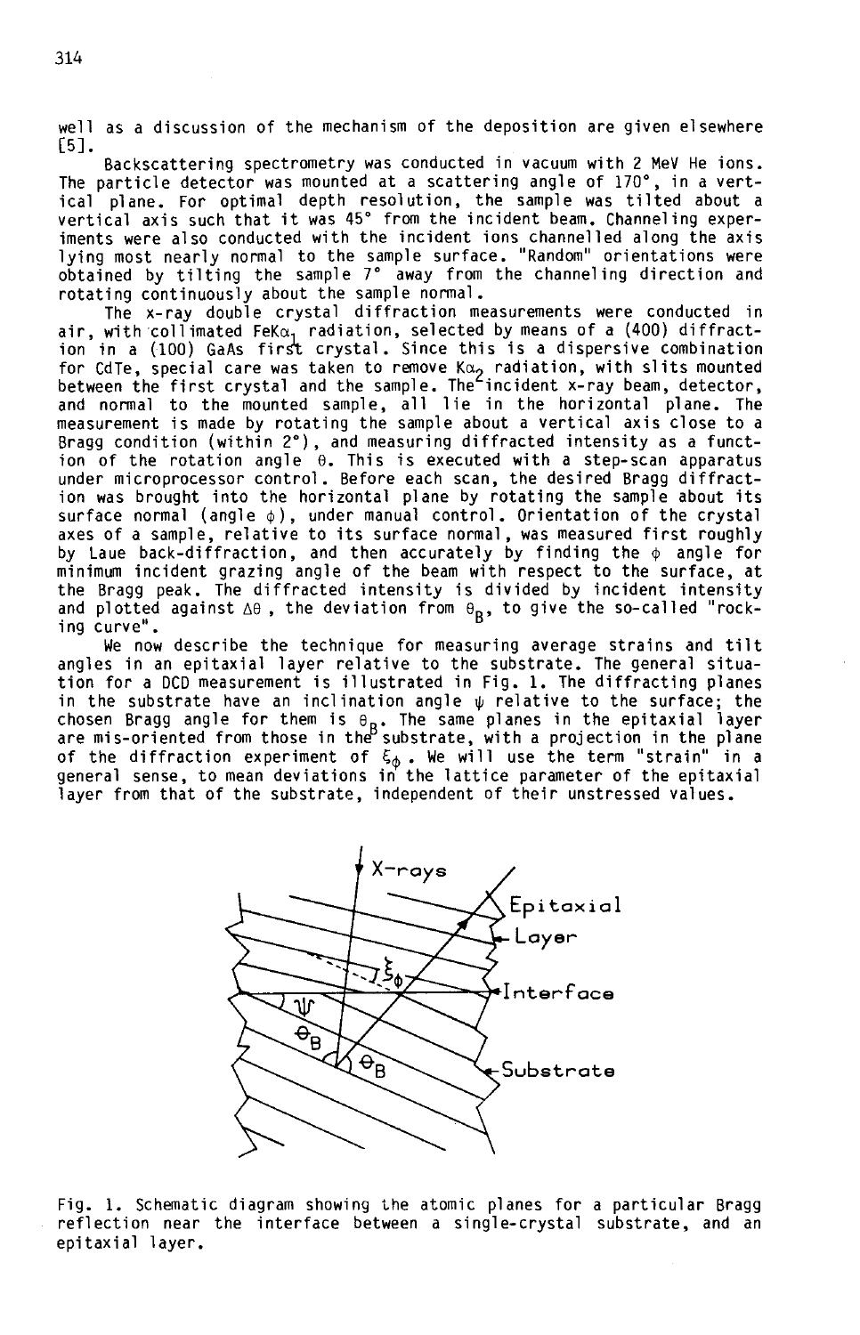well as a discussion of the mechanism of the deposition are given elsewhere [5].

Backscattering spectrometry was conducted in vacuum with 2 MeV He ions. The particle detector was mounted at a scattering angle of 170°, in a vertical plane. For optimal depth resolution, the sample was tilted about a vertical axis such that it was 45° from the incident beam. Channeling experiments were also conducted with the incident ions channelled along the axis lying most nearly normal to the sample surface. "Random" orientations were obtained by tilting the sample 7° away from the channeling direction and rotating continuously about the sample normal.

The x-ray double crystal diffraction measurements were conducted in air, with collimated Fe$K\alpha_1$ radiation, selected by means of a (400) diffraction in a (100) GaAs first crystal. Since this is a dispersive combination for CdTe, special care was taken to remove $K\alpha_2$ radiation, with slits mounted between the first crystal and the sample. The incident x-ray beam, detector, and normal to the mounted sample, all lie in the horizontal plane. The measurement is made by rotating the sample about a vertical axis close to a Bragg condition (within 2°), and measuring diffracted intensity as a function of the rotation angle $\theta$. This is executed with a step-scan apparatus under microprocessor control. Before each scan, the desired Bragg diffraction was brought into the horizontal plane by rotating the sample about its surface normal (angle $\phi$), under manual control. Orientation of the crystal axes of a sample, relative to its surface normal, was measured first roughly by Laue back-diffraction, and then accurately by finding the $\phi$ angle for minimum incident grazing angle of the beam with respect to the surface, at the Bragg peak. The diffracted intensity is divided by incident intensity and plotted against $\Delta\theta$, the deviation from $\theta_B$, to give the so-called "rocking curve".

We now describe the technique for measuring average strains and tilt angles in an epitaxial layer relative to the substrate. The general situation for a DCD measurement is illustrated in Fig. 1. The diffracting planes in the substrate have an inclination angle $\psi$ relative to the surface; the chosen Bragg angle for them is $\theta_B$. The same planes in the epitaxial layer are mis-oriented from those in the substrate, with a projection in the plane of the diffraction experiment of $\xi_\phi$. We will use the term "strain" in a general sense, to mean deviations in the lattice parameter of the epitaxial layer from that of the substrate, independent of their unstressed values.

Fig. 1. Schematic diagram showing the atomic planes for a particular Bragg reflection near the interface between a single-crystal substrate, and an epitaxial layer.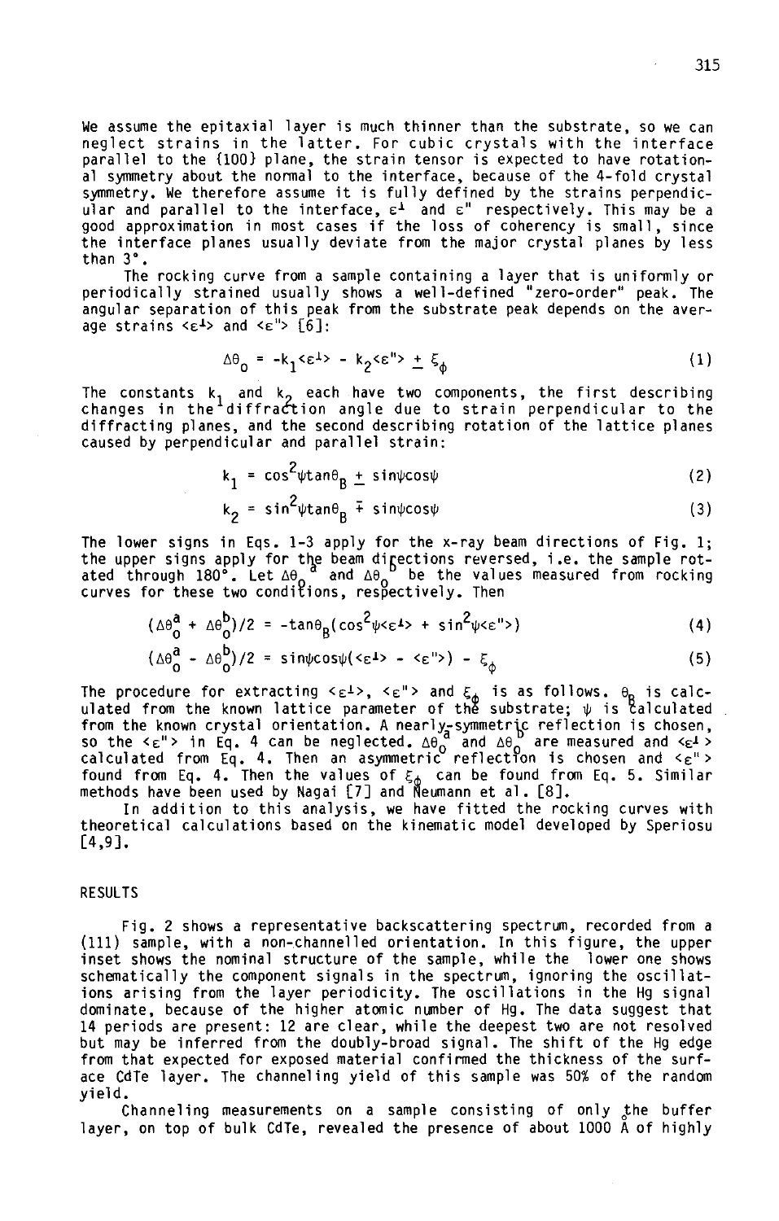We assume the epitaxial layer is much thinner than the substrate, so we can neglect strains in the latter. For cubic crystals with the interface parallel to the {100} plane, the strain tensor is expected to have rotational symmetry about the normal to the interface, because of the 4-fold crystal symmetry. We therefore assume it is fully defined by the strains perpendicular and parallel to the interface, $\varepsilon^{\perp}$ and $\varepsilon''$ respectively. This may be a good approximation in most cases if the loss of coherency is small, since the interface planes usually deviate from the major crystal planes by less than 3°.

The rocking curve from a sample containing a layer that is uniformly or periodically strained usually shows a well-defined "zero-order" peak. The angular separation of this peak from the substrate peak depends on the average strains $<\varepsilon^{\perp}>$ and $<\varepsilon''>$ [6]:

$$\Delta\theta_0 = -k_1<\varepsilon^{\perp}> - k_2<\varepsilon''> \pm \xi_\phi \tag{1}$$

The constants $k_1$ and $k_2$ each have two components, the first describing changes in the diffraction angle due to strain perpendicular to the diffracting planes, and the second describing rotation of the lattice planes caused by perpendicular and parallel strain:

$$k_1 = \cos^2\psi\tan\theta_B \pm \sin\psi\cos\psi \tag{2}$$

$$k_2 = \sin^2\psi\tan\theta_B \mp \sin\psi\cos\psi \tag{3}$$

The lower signs in Eqs. 1-3 apply for the x-ray beam directions of Fig. 1; the upper signs apply for the beam directions reversed, i.e. the sample rotated through 180°. Let $\Delta\theta_0^a$ and $\Delta\theta_0^b$ be the values measured from rocking curves for these two conditions, respectively. Then

$$(\Delta\theta_0^a + \Delta\theta_0^b)/2 = -\tan\theta_B(\cos^2\psi<\varepsilon^{\perp}> + \sin^2\psi<\varepsilon''>) \tag{4}$$

$$(\Delta\theta_0^a - \Delta\theta_0^b)/2 = \sin\psi\cos\psi(<\varepsilon^{\perp}> - <\varepsilon''>) - \xi_\phi \tag{5}$$

The procedure for extracting $<\varepsilon^{\perp}>$, $<\varepsilon''>$ and $\xi_\phi$ is as follows. $\theta_B$ is calculated from the known lattice parameter of the substrate; $\psi$ is calculated from the known crystal orientation. A nearly-symmetric reflection is chosen, so the $<\varepsilon''>$ in Eq. 4 can be neglected. $\Delta\theta_0^a$ and $\Delta\theta_0^b$ are measured and $<\varepsilon^{\perp}>$ calculated from Eq. 4. Then an asymmetric reflection is chosen and $<\varepsilon''>$ found from Eq. 4. Then the values of $\xi_\phi$ can be found from Eq. 5. Similar methods have been used by Nagai [7] and Neumann et al. [8].

In addition to this analysis, we have fitted the rocking curves with theoretical calculations based on the kinematic model developed by Speriosu [4,9].

## RESULTS

Fig. 2 shows a representative backscattering spectrum, recorded from a (111) sample, with a non-channelled orientation. In this figure, the upper inset shows the nominal structure of the sample, while the lower one shows schematically the component signals in the spectrum, ignoring the oscillations arising from the layer periodicity. The oscillations in the Hg signal dominate, because of the higher atomic number of Hg. The data suggest that 14 periods are present: 12 are clear, while the deepest two are not resolved but may be inferred from the doubly-broad signal. The shift of the Hg edge from that expected for exposed material confirmed the thickness of the surface CdTe layer. The channeling yield of this sample was 50% of the random yield.

Channeling measurements on a sample consisting of only the buffer layer, on top of bulk CdTe, revealed the presence of about 1000 Å of highly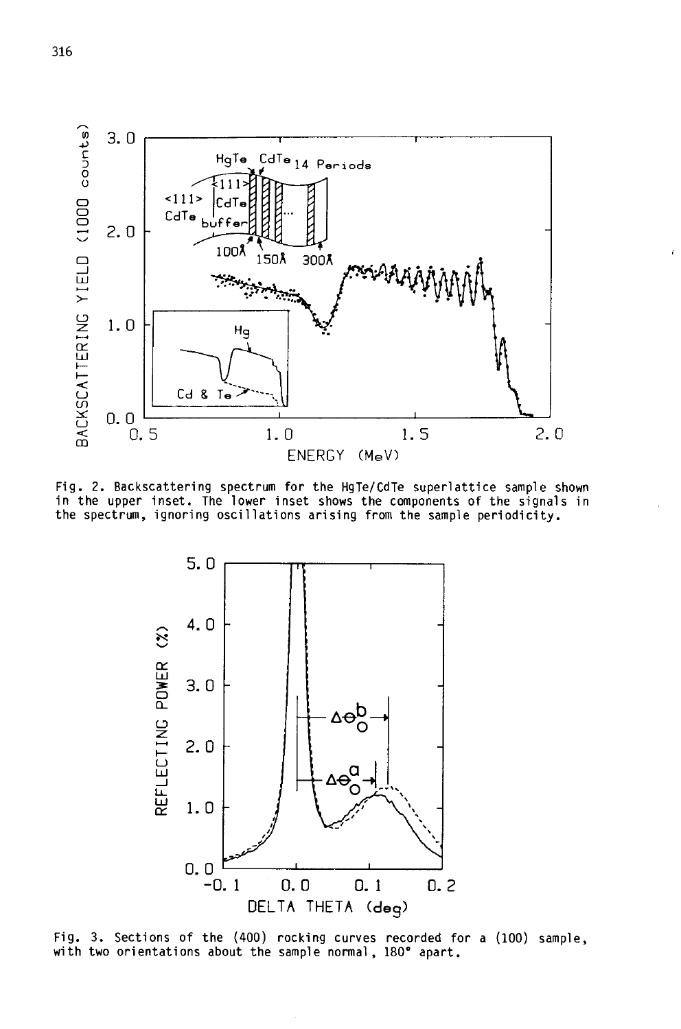Fig. 2. Backscattering spectrum for the HgTe/CdTe superlattice sample shown in the upper inset. The lower inset shows the components of the signals in the spectrum, ignoring oscillations arising from the sample periodicity.

Fig. 3. Sections of the (400) rocking curves recorded for a (100) sample, with two orientations about the sample normal, 180° apart.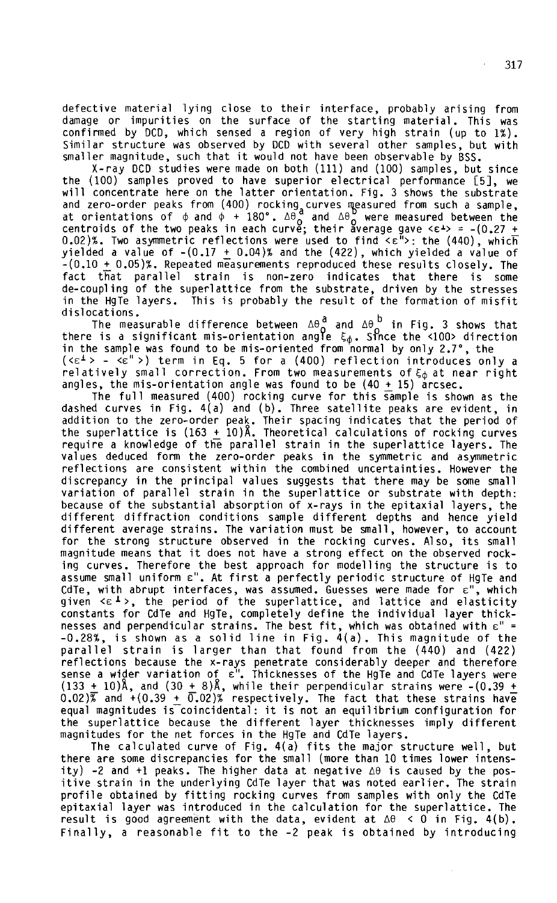defective material lying close to their interface, probably arising from damage or impurities on the surface of the starting material. This was confirmed by DCD, which sensed a region of very high strain (up to 1%). Similar structure was observed by DCD with several other samples, but with smaller magnitude, such that it would not have been observable by BSS.

X-ray DCD studies were made on both (111) and (100) samples, but since the (100) samples proved to have superior electrical performance [5], we will concentrate here on the latter orientation. Fig. 3 shows the substrate and zero-order peaks from (400) rocking curves measured from such a sample, at orientations of $\phi$ and $\phi$ + 180°. $\Delta\theta_0^a$ and $\Delta\theta_0^b$ were measured between the centroids of the two peaks in each curve; their average gave $\langle\varepsilon^\perp\rangle = -(0.27 \pm 0.02)$%. Two asymmetric reflections were used to find $\langle\varepsilon''\rangle$: the (440), which yielded a value of $-(0.17 \pm 0.04)$% and the (422), which yielded a value of $-(0.10 \pm 0.05)$%. Repeated measurements reproduced these results closely. The fact that parallel strain is non-zero indicates that there is some de-coupling of the superlattice from the substrate, driven by the stresses in the HgTe layers. This is probably the result of the formation of misfit dislocations.

The measurable difference between $\Delta\theta_0^a$ and $\Delta\theta_0^b$ in Fig. 3 shows that there is a significant mis-orientation angle $\xi_\phi$. Since the <100> direction in the sample was found to be mis-oriented from normal by only 2.7°, the $(\langle\varepsilon^\perp\rangle - \langle\varepsilon''\rangle)$ term in Eq. 5 for a (400) reflection introduces only a relatively small correction. From two measurements of $\xi_\phi$ at near right angles, the mis-orientation angle was found to be (40 ± 15) arcsec.

The full measured (400) rocking curve for this sample is shown as the dashed curves in Fig. 4(a) and (b). Three satellite peaks are evident, in addition to the zero-order peak. Their spacing indicates that the period of the superlattice is (163 ± 10)Å. Theoretical calculations of rocking curves require a knowledge of the parallel strain in the superlattice layers. The values deduced form the zero-order peaks in the symmetric and asymmetric reflections are consistent within the combined uncertainties. However the discrepancy in the principal values suggests that there may be some small variation of parallel strain in the superlattice or substrate with depth: because of the substantial absorption of x-rays in the epitaxial layers, the different diffraction conditions sample different depths and hence yield different average strains. The variation must be small, however, to account for the strong structure observed in the rocking curves. Also, its small magnitude means that it does not have a strong effect on the observed rocking curves. Therefore the best approach for modelling the structure is to assume small uniform $\varepsilon''$. At first a perfectly periodic structure of HgTe and CdTe, with abrupt interfaces, was assumed. Guesses were made for $\varepsilon''$, which given $\langle\varepsilon^\perp\rangle$, the period of the superlattice, and lattice and elasticity constants for CdTe and HgTe, completely define the individual layer thicknesses and perpendicular strains. The best fit, which was obtained with $\varepsilon'' = -0.28$%, is shown as a solid line in Fig. 4(a). This magnitude of the parallel strain is larger than that found from the (440) and (422) reflections because the x-rays penetrate considerably deeper and therefore sense a wider variation of $\varepsilon''$. Thicknesses of the HgTe and CdTe layers were (133 ± 10)Å, and (30 ± 8)Å, while their perpendicular strains were $-(0.39 \pm 0.02)$% and $+(0.39 \pm 0.02)$% respectively. The fact that these strains have equal magnitudes is coincidental: it is not an equilibrium configuration for the superlattice because the different layer thicknesses imply different magnitudes for the net forces in the HgTe and CdTe layers.

The calculated curve of Fig. 4(a) fits the major structure well, but there are some discrepancies for the small (more than 10 times lower intensity) -2 and +1 peaks. The higher data at negative $\Delta\theta$ is caused by the positive strain in the underlying CdTe layer that was noted earlier. The strain profile obtained by fitting rocking curves from samples with only the CdTe epitaxial layer was introduced in the calculation for the superlattice. The result is good agreement with the data, evident at $\Delta\theta < 0$ in Fig. 4(b). Finally, a reasonable fit to the -2 peak is obtained by introducing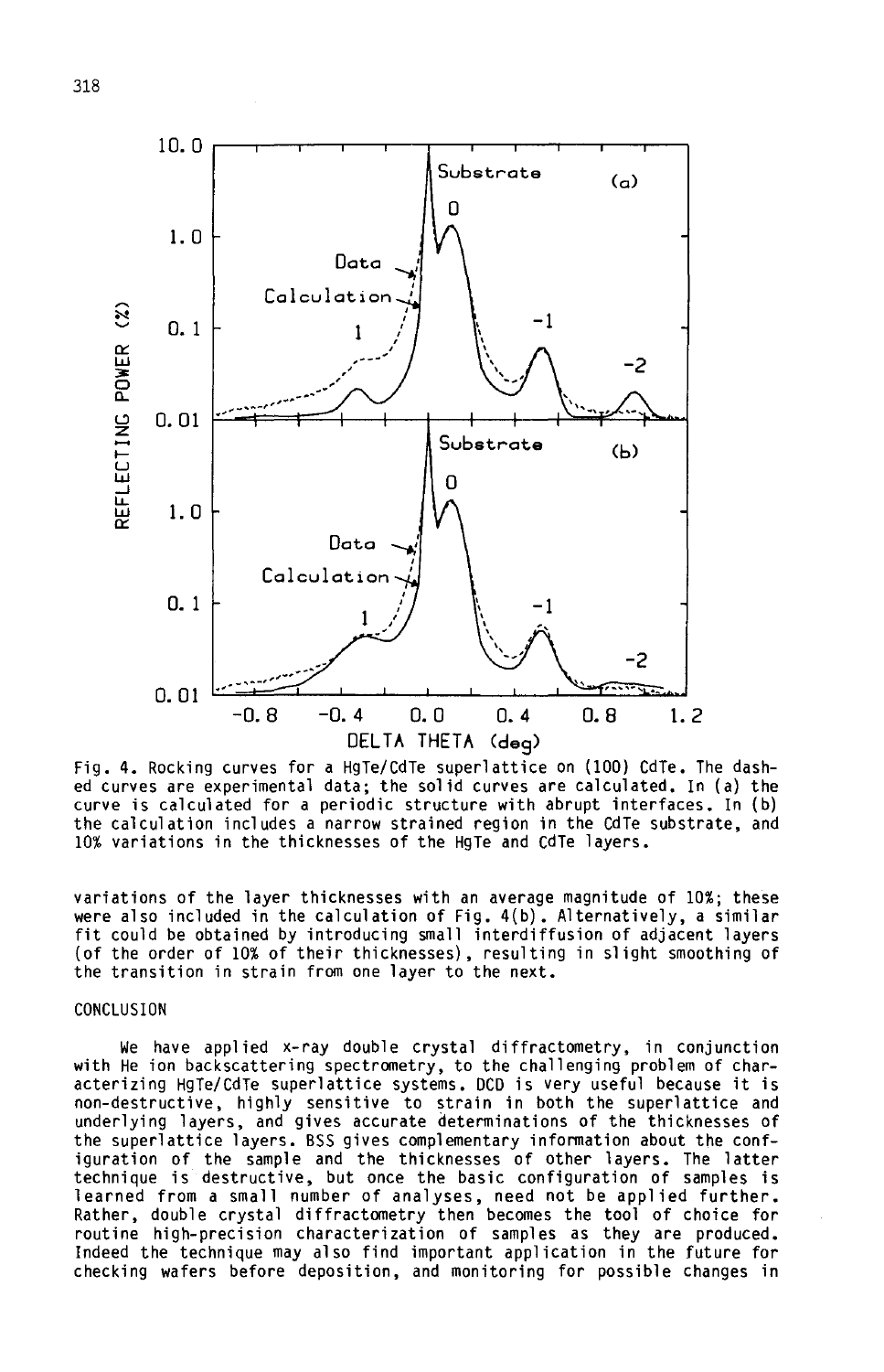Fig. 4. Rocking curves for a HgTe/CdTe superlattice on (100) CdTe. The dashed curves are experimental data; the solid curves are calculated. In (a) the curve is calculated for a periodic structure with abrupt interfaces. In (b) the calculation includes a narrow strained region in the CdTe substrate, and 10% variations in the thicknesses of the HgTe and CdTe layers.

variations of the layer thicknesses with an average magnitude of 10%; these were also included in the calculation of Fig. 4(b). Alternatively, a similar fit could be obtained by introducing small interdiffusion of adjacent layers (of the order of 10% of their thicknesses), resulting in slight smoothing of the transition in strain from one layer to the next.

## CONCLUSION

We have applied x-ray double crystal diffractometry, in conjunction with He ion backscattering spectrometry, to the challenging problem of characterizing HgTe/CdTe superlattice systems. DCD is very useful because it is non-destructive, highly sensitive to strain in both the superlattice and underlying layers, and gives accurate determinations of the thicknesses of the superlattice layers. BSS gives complementary information about the configuration of the sample and the thicknesses of other layers. The latter technique is destructive, but once the basic configuration of samples is learned from a small number of analyses, need not be applied further. Rather, double crystal diffractometry then becomes the tool of choice for routine high-precision characterization of samples as they are produced. Indeed the technique may also find important application in the future for checking wafers before deposition, and monitoring for possible changes in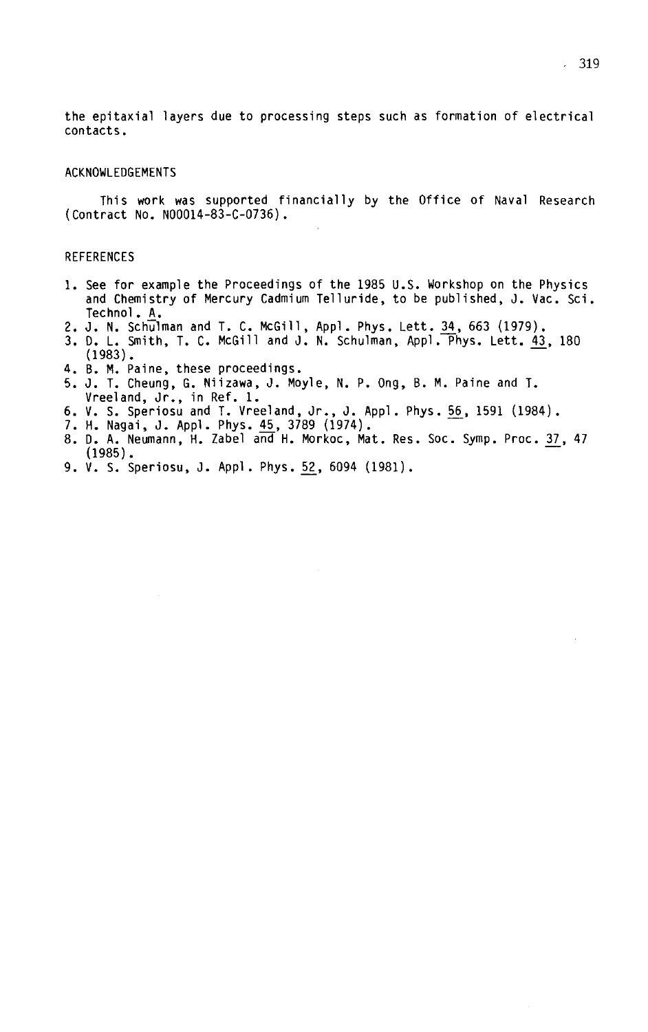the epitaxial layers due to processing steps such as formation of electrical contacts.

## ACKNOWLEDGEMENTS

This work was supported financially by the Office of Naval Research (Contract No. N00014-83-C-0736).

## REFERENCES

1. See for example the Proceedings of the 1985 U.S. Workshop on the Physics and Chemistry of Mercury Cadmium Telluride, to be published, J. Vac. Sci. Technol. A.
2. J. N. Schulman and T. C. McGill, Appl. Phys. Lett. 34, 663 (1979).
3. D. L. Smith, T. C. McGill and J. N. Schulman, Appl. Phys. Lett. 43, 180 (1983).
4. B. M. Paine, these proceedings.
5. J. T. Cheung, G. Niizawa, J. Moyle, N. P. Ong, B. M. Paine and T. Vreeland, Jr., in Ref. 1.
6. V. S. Speriosu and T. Vreeland, Jr., J. Appl. Phys. 56, 1591 (1984).
7. H. Nagai, J. Appl. Phys. 45, 3789 (1974).
8. D. A. Neumann, H. Zabel and H. Morkoc, Mat. Res. Soc. Symp. Proc. 37, 47 (1985).
9. V. S. Speriosu, J. Appl. Phys. 52, 6094 (1981).